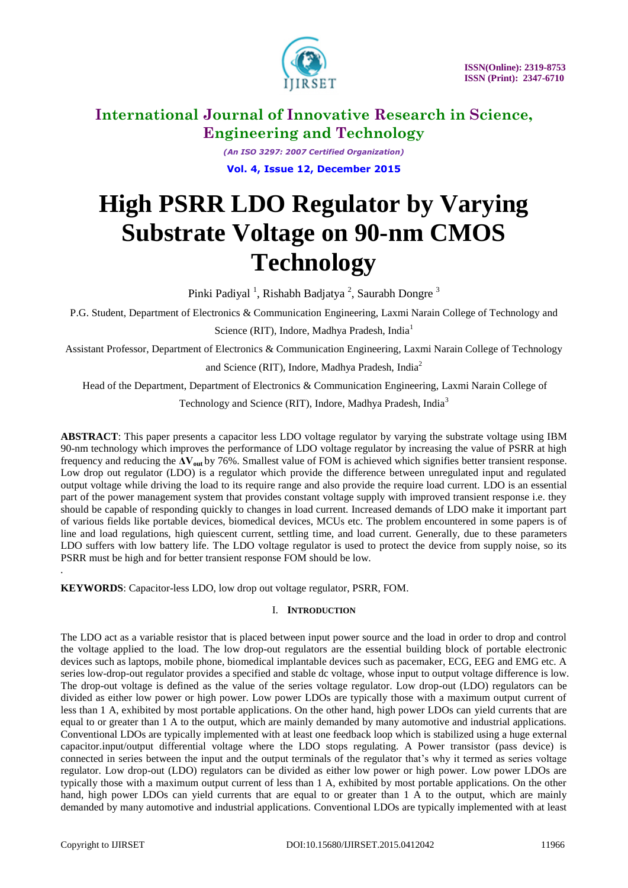# International Journal of Innovative Research in Science, Engineering and Technology

*(An ISO 3297: 2007 Certified Organization)*

# High PSRR LDO Regulator by Varying Substrate Voltage on 90-nm CMOS Technology

Pinki Padiyal [1], Rishabh Badjatya [2], Saurabh Dongre [3]

P.G. Student, Department of Electronics & Communication Engineering, Laxmi Narain College of Technology and Science (RIT), Indore, Madhya Pradesh, India[1]

Assistant Professor, Department of Electronics & Communication Engineering, Laxmi Narain College of Technology and Science (RIT), Indore, Madhya Pradesh, India[2]

Head of the Department, Department of Electronics & Communication Engineering, Laxmi Narain College of Technology and Science (RIT), Indore, Madhya Pradesh, India[3]

**ABSTRACT**: This paper presents a capacitor less LDO voltage regulator by varying the substrate voltage using IBM 90-nm technology which improves the performance of LDO voltage regulator by increasing the value of PSRR at high frequency and reducing the **$\Delta V_{out}$** by 76%. Smallest value of FOM is achieved which signifies better transient response. Low drop out regulator (LDO) is a regulator which provide the difference between unregulated input and regulated output voltage while driving the load to its require range and also provide the require load current. LDO is an essential part of the power management system that provides constant voltage supply with improved transient response i.e. they should be capable of responding quickly to changes in load current. Increased demands of LDO make it important part of various fields like portable devices, biomedical devices, MCUs etc. The problem encountered in some papers is of line and load regulations, high quiescent current, settling time, and load current. Generally, due to these parameters LDO suffers with low battery life. The LDO voltage regulator is used to protect the device from supply noise, so its PSRR must be high and for better transient response FOM should be low.

.

**KEYWORDS**: Capacitor-less LDO, low drop out voltage regulator, PSRR, FOM.

## I. INTRODUCTION

The LDO act as a variable resistor that is placed between input power source and the load in order to drop and control the voltage applied to the load. The low drop-out regulators are the essential building block of portable electronic devices such as laptops, mobile phone, biomedical implantable devices such as pacemaker, ECG, EEG and EMG etc. A series low-drop-out regulator provides a specified and stable dc voltage, whose input to output voltage difference is low. The drop-out voltage is defined as the value of the series voltage regulator. Low drop-out (LDO) regulators can be divided as either low power or high power. Low power LDOs are typically those with a maximum output current of less than 1 A, exhibited by most portable applications. On the other hand, high power LDOs can yield currents that are equal to or greater than 1 A to the output, which are mainly demanded by many automotive and industrial applications. Conventional LDOs are typically implemented with at least one feedback loop which is stabilized using a huge external capacitor.input/output differential voltage where the LDO stops regulating. A Power transistor (pass device) is connected in series between the input and the output terminals of the regulator that's why it termed as series voltage regulator. Low drop-out (LDO) regulators can be divided as either low power or high power. Low power LDOs are typically those with a maximum output current of less than 1 A, exhibited by most portable applications. On the other hand, high power LDOs can yield currents that are equal to or greater than 1 A to the output, which are mainly demanded by many automotive and industrial applications. Conventional LDOs are typically implemented with at least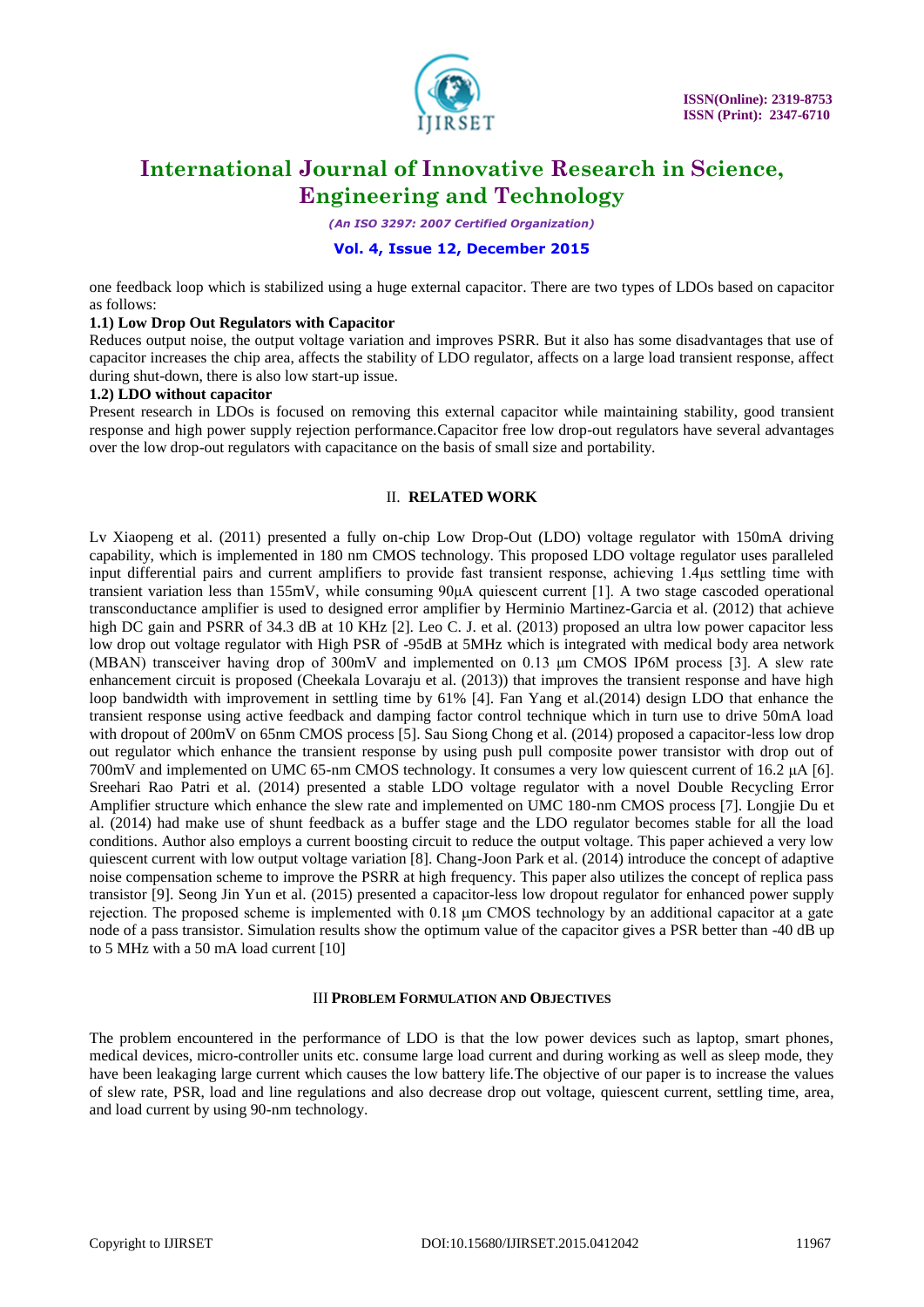one feedback loop which is stabilized using a huge external capacitor. There are two types of LDOs based on capacitor as follows:

### 1.1) Low Drop Out Regulators with Capacitor

Reduces output noise, the output voltage variation and improves PSRR. But it also has some disadvantages that use of capacitor increases the chip area, affects the stability of LDO regulator, affects on a large load transient response, affect during shut-down, there is also low start-up issue.

### 1.2) LDO without capacitor

Present research in LDOs is focused on removing this external capacitor while maintaining stability, good transient response and high power supply rejection performance.Capacitor free low drop-out regulators have several advantages over the low drop-out regulators with capacitance on the basis of small size and portability.

## II. RELATED WORK

Lv Xiaopeng et al. (2011) presented a fully on-chip Low Drop-Out (LDO) voltage regulator with 150mA driving capability, which is implemented in 180 nm CMOS technology. This proposed LDO voltage regulator uses paralleled input differential pairs and current amplifiers to provide fast transient response, achieving 1.4μs settling time with transient variation less than 155mV, while consuming 90μA quiescent current [1]. A two stage cascoded operational transconductance amplifier is used to designed error amplifier by Herminio Martinez-Garcia et al. (2012) that achieve high DC gain and PSRR of 34.3 dB at 10 KHz [2]. Leo C. J. et al. (2013) proposed an ultra low power capacitor less low drop out voltage regulator with High PSR of -95dB at 5MHz which is integrated with medical body area network (MBAN) transceiver having drop of 300mV and implemented on 0.13 μm CMOS IP6M process [3]. A slew rate enhancement circuit is proposed (Cheekala Lovaraju et al. (2013)) that improves the transient response and have high loop bandwidth with improvement in settling time by 61% [4]. Fan Yang et al.(2014) design LDO that enhance the transient response using active feedback and damping factor control technique which in turn use to drive 50mA load with dropout of 200mV on 65nm CMOS process [5]. Sau Siong Chong et al. (2014) proposed a capacitor-less low drop out regulator which enhance the transient response by using push pull composite power transistor with drop out of 700mV and implemented on UMC 65-nm CMOS technology. It consumes a very low quiescent current of 16.2 μA [6]. Sreehari Rao Patri et al. (2014) presented a stable LDO voltage regulator with a novel Double Recycling Error Amplifier structure which enhance the slew rate and implemented on UMC 180-nm CMOS process [7]. Longjie Du et al. (2014) had make use of shunt feedback as a buffer stage and the LDO regulator becomes stable for all the load conditions. Author also employs a current boosting circuit to reduce the output voltage. This paper achieved a very low quiescent current with low output voltage variation [8]. Chang-Joon Park et al. (2014) introduce the concept of adaptive noise compensation scheme to improve the PSRR at high frequency. This paper also utilizes the concept of replica pass transistor [9]. Seong Jin Yun et al. (2015) presented a capacitor-less low dropout regulator for enhanced power supply rejection. The proposed scheme is implemented with 0.18 μm CMOS technology by an additional capacitor at a gate node of a pass transistor. Simulation results show the optimum value of the capacitor gives a PSR better than -40 dB up to 5 MHz with a 50 mA load current [10]

## III PROBLEM FORMULATION AND OBJECTIVES

The problem encountered in the performance of LDO is that the low power devices such as laptop, smart phones, medical devices, micro-controller units etc. consume large load current and during working as well as sleep mode, they have been leakaging large current which causes the low battery life.The objective of our paper is to increase the values of slew rate, PSR, load and line regulations and also decrease drop out voltage, quiescent current, settling time, area, and load current by using 90-nm technology.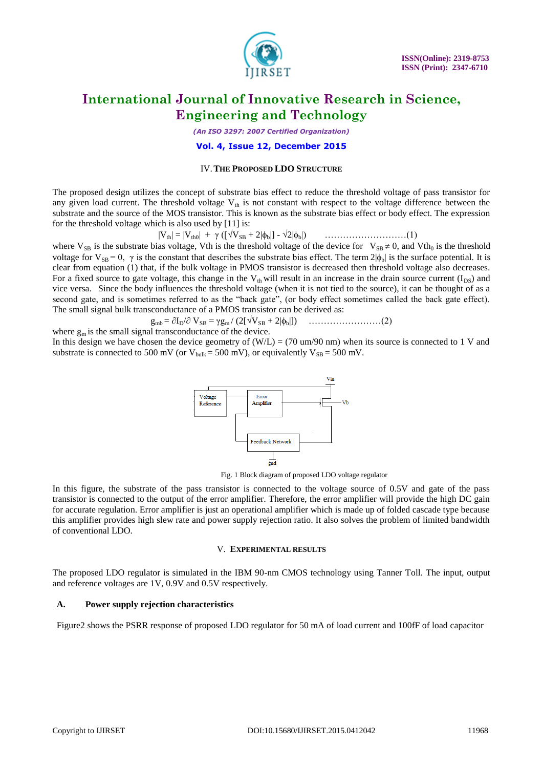## IV. THE PROPOSED LDO STRUCTURE

The proposed design utilizes the concept of substrate bias effect to reduce the threshold voltage of pass transistor for any given load current. The threshold voltage $V_{th}$ is not constant with respect to the voltage difference between the substrate and the source of the MOS transistor. This is known as the substrate bias effect or body effect. The expression for the threshold voltage which is also used by [11] is:

$$|V_{th}| = |V_{th0}| + \gamma\left(\left[\sqrt{V_{SB} + 2|\phi_b|}\right] - \sqrt{2|\phi_b|}\right) \quad \text{.........................(1)}$$

where $V_{SB}$ is the substrate bias voltage, Vth is the threshold voltage of the device for $V_{SB} \neq 0$, and $Vth_0$ is the threshold voltage for $V_{SB} = 0$, $\gamma$ is the constant that describes the substrate bias effect. The term $2|\phi_b|$ is the surface potential. It is clear from equation (1) that, if the bulk voltage in PMOS transistor is decreased then threshold voltage also decreases. For a fixed source to gate voltage, this change in the $V_{th}$ will result in an increase in the drain source current ($I_{DS}$) and vice versa. Since the body influences the threshold voltage (when it is not tied to the source), it can be thought of as a second gate, and is sometimes referred to as the "back gate", (or body effect sometimes called the back gate effect). The small signal bulk transconductance of a PMOS transistor can be derived as:

$$g_{mb} = \partial I_D / \partial V_{SB} = \gamma g_m / \left(2\left[\sqrt{V_{SB} + 2|\phi_b|}\right]\right) \quad \text{.......................(2)}$$

where $g_m$ is the small signal transconductance of the device.

In this design we have chosen the device geometry of (W/L) = (70 um/90 nm) when its source is connected to 1 V and substrate is connected to 500 mV (or $V_{bulk}$ = 500 mV), or equivalently $V_{SB}$ = 500 mV.

Fig. 1 Block diagram of proposed LDO voltage regulator

In this figure, the substrate of the pass transistor is connected to the voltage source of 0.5V and gate of the pass transistor is connected to the output of the error amplifier. Therefore, the error amplifier will provide the high DC gain for accurate regulation. Error amplifier is just an operational amplifier which is made up of folded cascade type because this amplifier provides high slew rate and power supply rejection ratio. It also solves the problem of limited bandwidth of conventional LDO.

## V. EXPERIMENTAL RESULTS

The proposed LDO regulator is simulated in the IBM 90-nm CMOS technology using Tanner Toll. The input, output and reference voltages are 1V, 0.9V and 0.5V respectively.

### A. Power supply rejection characteristics

Figure2 shows the PSRR response of proposed LDO regulator for 50 mA of load current and 100fF of load capacitor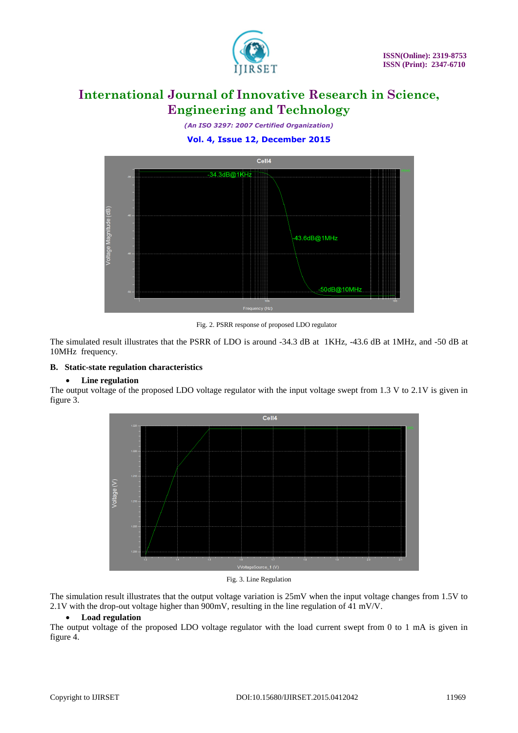Fig. 2. PSRR response of proposed LDO regulator

The simulated result illustrates that the PSRR of LDO is around -34.3 dB at 1KHz, -43.6 dB at 1MHz, and -50 dB at 10MHz frequency.

### B. Static-state regulation characteristics

- **Line regulation**

The output voltage of the proposed LDO voltage regulator with the input voltage swept from 1.3 V to 2.1V is given in figure 3.

Fig. 3. Line Regulation

The simulation result illustrates that the output voltage variation is 25mV when the input voltage changes from 1.5V to 2.1V with the drop-out voltage higher than 900mV, resulting in the line regulation of 41 mV/V.

- **Load regulation**

The output voltage of the proposed LDO voltage regulator with the load current swept from 0 to 1 mA is given in figure 4.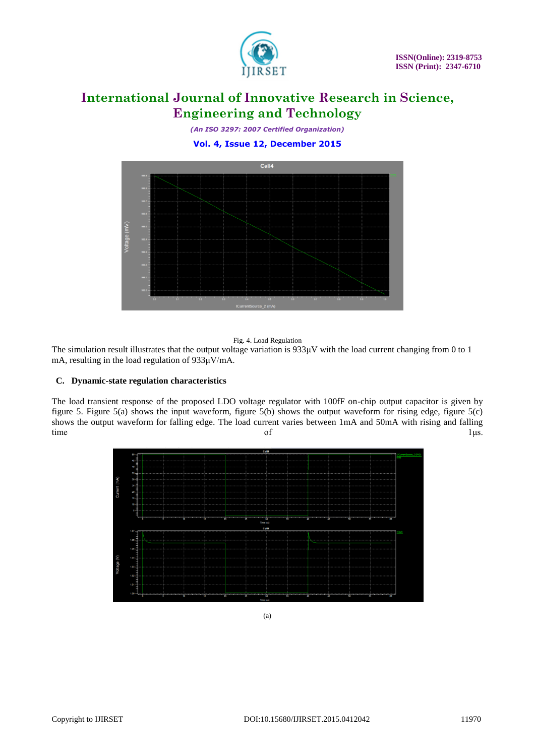Fig. 4. Load Regulation

The simulation result illustrates that the output voltage variation is 933μV with the load current changing from 0 to 1 mA, resulting in the load regulation of 933μV/mA.

### C. Dynamic-state regulation characteristics

The load transient response of the proposed LDO voltage regulator with 100fF on-chip output capacitor is given by figure 5. Figure 5(a) shows the input waveform, figure 5(b) shows the output waveform for rising edge, figure 5(c) shows the output waveform for falling edge. The load current varies between 1mA and 50mA with rising and falling time of 1μs.

(a)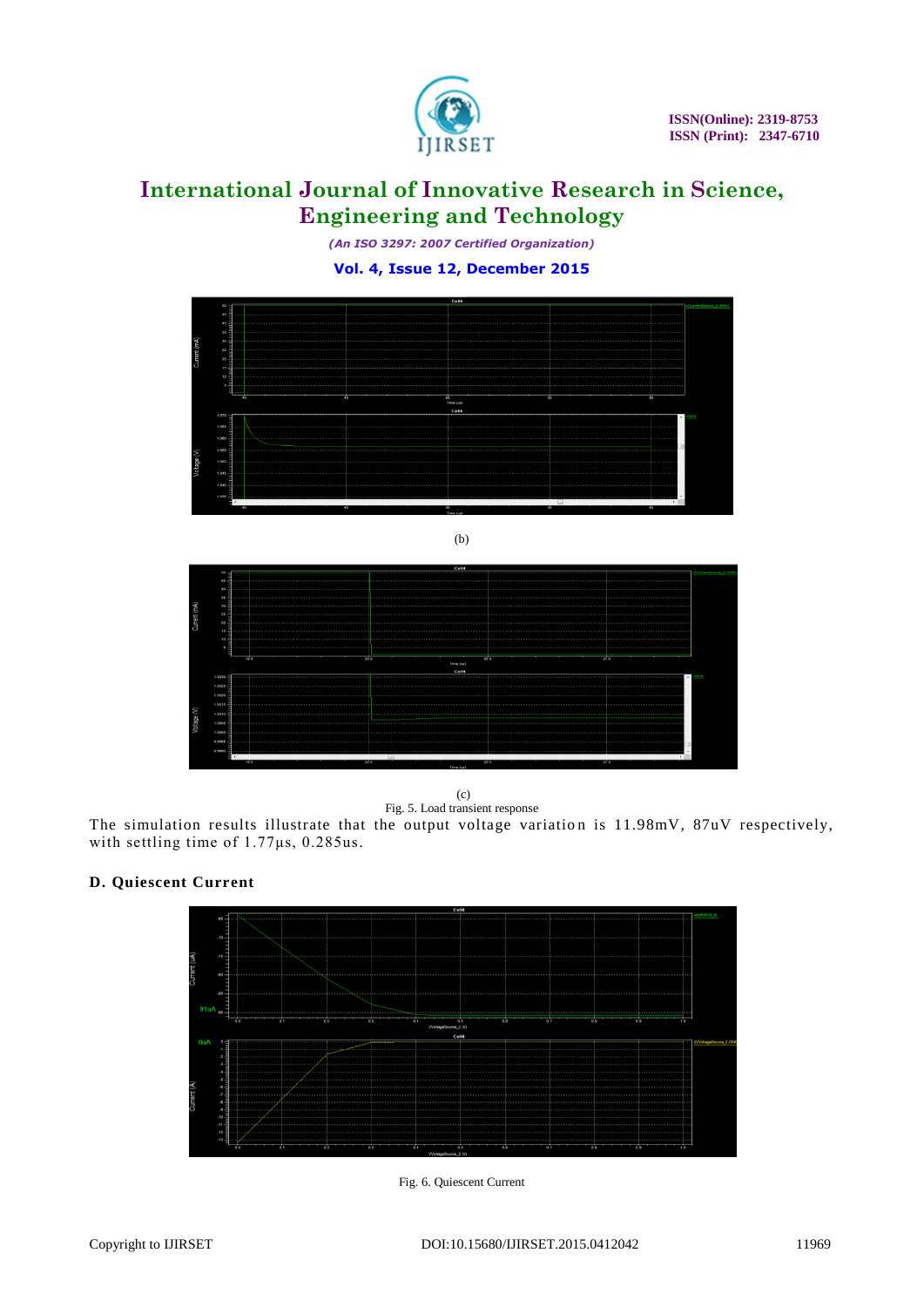(b)

(c)

Fig. 5. Load transient response

The simulation results illustrate that the output voltage variation is 11.98mV, 87uV respectively, with settling time of 1.77μs, 0.285us.

### D. Quiescent Current

Fig. 6. Quiescent Current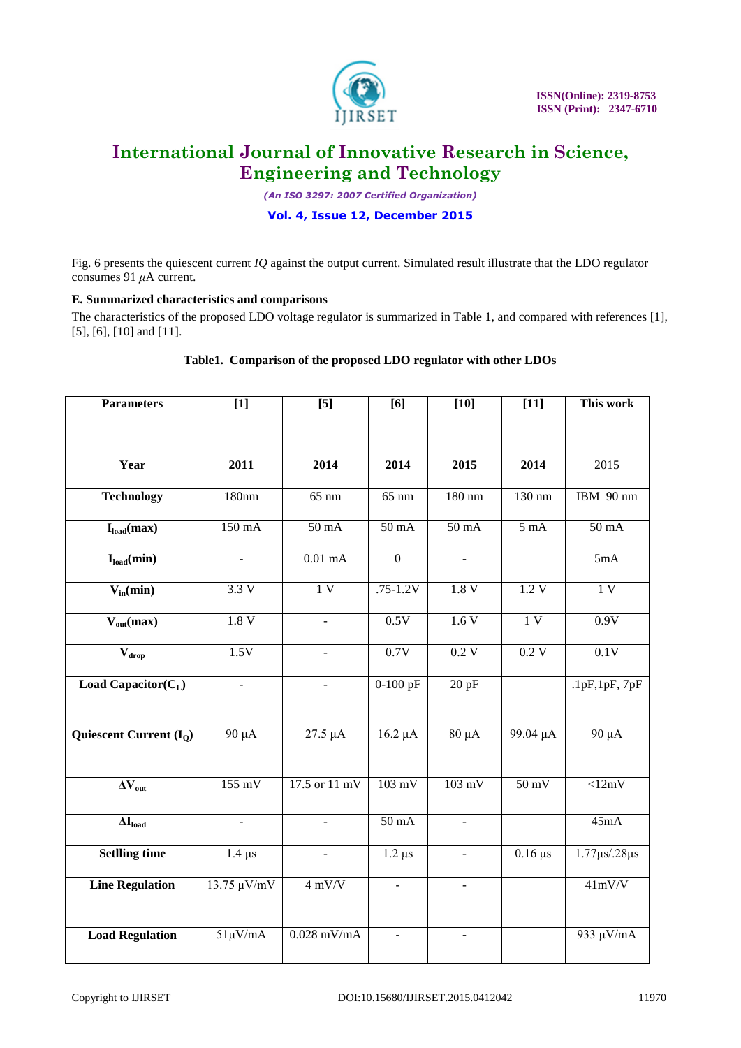Fig. 6 presents the quiescent current *IQ* against the output current. Simulated result illustrate that the LDO regulator consumes 91 $\mu$A current.

### E. Summarized characteristics and comparisons

The characteristics of the proposed LDO voltage regulator is summarized in Table 1, and compared with references [1], [5], [6], [10] and [11].

**Table1. Comparison of the proposed LDO regulator with other LDOs**

| Parameters | [1] | [5] | [6] | [10] | [11] | This work |
|---|---|---|---|---|---|---|
| **Year** | **2011** | **2014** | **2014** | **2015** | **2014** | 2015 |
| **Technology** | 180nm | 65 nm | 65 nm | 180 nm | 130 nm | IBM 90 nm |
| **$I_{load}$(max)** | 150 mA | 50 mA | 50 mA | 50 mA | 5 mA | 50 mA |
| **$I_{load}$(min)** | - | 0.01 mA | 0 | - | | 5mA |
| **$V_{in}$(min)** | 3.3 V | 1 V | .75-1.2V | 1.8 V | 1.2 V | 1 V |
| **$V_{out}$(max)** | 1.8 V | - | 0.5V | 1.6 V | 1 V | 0.9V |
| **$V_{drop}$** | 1.5V | - | 0.7V | 0.2 V | 0.2 V | 0.1V |
| **Load Capacitor($C_L$)** | - | - | 0-100 pF | 20 pF | | .1pF,1pF, 7pF |
| **Quiescent Current ($I_Q$)** | 90 µA | 27.5 µA | 16.2 µA | 80 µA | 99.04 µA | 90 µA |
| **$\Delta V_{out}$** | 155 mV | 17.5 or 11 mV | 103 mV | 103 mV | 50 mV | <12mV |
| **$\Delta I_{load}$** | - | - | 50 mA | - | | 45mA |
| **Setlling time** | 1.4 µs | - | 1.2 µs | - | 0.16 µs | 1.77µs/.28µs |
| **Line Regulation** | 13.75 µV/mV | 4 mV/V | - | - | | 41mV/V |
| **Load Regulation** | 51µV/mA | 0.028 mV/mA | - | - | | 933 µV/mA |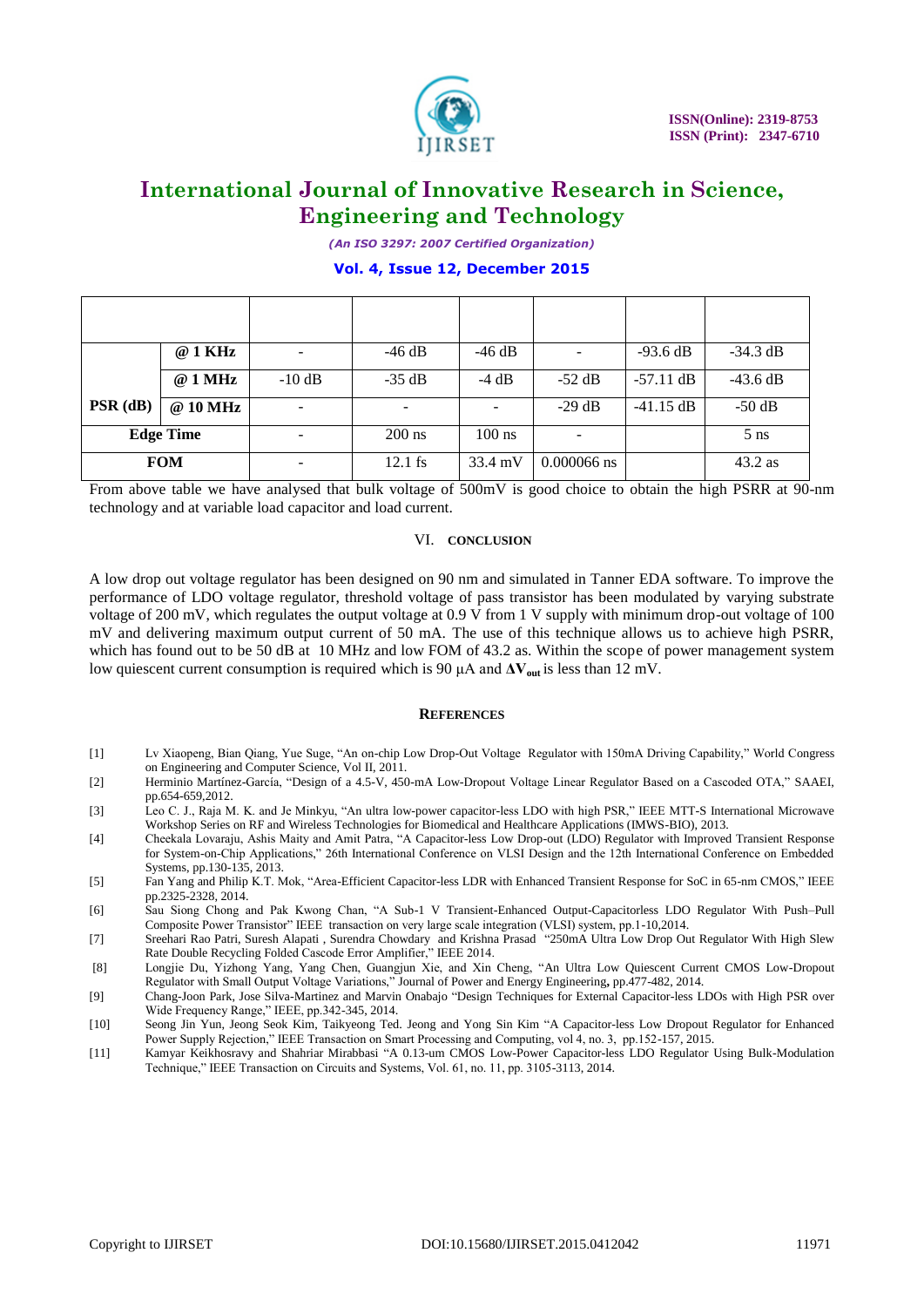| | | | | | | | |
|---|---|---|---|---|---|---|---|
| | | | | | | | |
| PSR (dB) | @ 1 KHz | - | -46 dB | -46 dB | - | -93.6 dB | -34.3 dB |
| | @ 1 MHz | -10 dB | -35 dB | -4 dB | -52 dB | -57.11 dB | -43.6 dB |
| | @ 10 MHz | - | - | - | -29 dB | -41.15 dB | -50 dB |
| Edge Time | | - | 200 ns | 100 ns | - | | 5 ns |
| FOM | | - | 12.1 fs | 33.4 mV | 0.000066 ns | | 43.2 as |

From above table we have analysed that bulk voltage of 500mV is good choice to obtain the high PSRR at 90-nm technology and at variable load capacitor and load current.

## VI. CONCLUSION

A low drop out voltage regulator has been designed on 90 nm and simulated in Tanner EDA software. To improve the performance of LDO voltage regulator, threshold voltage of pass transistor has been modulated by varying substrate voltage of 200 mV, which regulates the output voltage at 0.9 V from 1 V supply with minimum drop-out voltage of 100 mV and delivering maximum output current of 50 mA. The use of this technique allows us to achieve high PSRR, which has found out to be 50 dB at 10 MHz and low FOM of 43.2 as. Within the scope of power management system low quiescent current consumption is required which is 90 µA and $\Delta V_{out}$ is less than 12 mV.

## REFERENCES

[1] Lv Xiaopeng, Bian Qiang, Yue Suge, "An on-chip Low Drop-Out Voltage Regulator with 150mA Driving Capability," World Congress on Engineering and Computer Science, Vol II, 2011.

[2] Herminio Martínez-García, "Design of a 4.5-V, 450-mA Low-Dropout Voltage Linear Regulator Based on a Cascoded OTA," SAAEI, pp.654-659,2012.

[3] Leo C. J., Raja M. K. and Je Minkyu, "An ultra low-power capacitor-less LDO with high PSR," IEEE MTT-S International Microwave Workshop Series on RF and Wireless Technologies for Biomedical and Healthcare Applications (IMWS-BIO), 2013.

[4] Cheekala Lovaraju, Ashis Maity and Amit Patra, "A Capacitor-less Low Drop-out (LDO) Regulator with Improved Transient Response for System-on-Chip Applications," 26th International Conference on VLSI Design and the 12th International Conference on Embedded Systems, pp.130-135, 2013.

[5] Fan Yang and Philip K.T. Mok, "Area-Efficient Capacitor-less LDR with Enhanced Transient Response for SoC in 65-nm CMOS," IEEE pp.2325-2328, 2014.

[6] Sau Siong Chong and Pak Kwong Chan, "A Sub-1 V Transient-Enhanced Output-Capacitorless LDO Regulator With Push–Pull Composite Power Transistor" IEEE transaction on very large scale integration (VLSI) system, pp.1-10,2014.

[7] Sreehari Rao Patri, Suresh Alapati , Surendra Chowdary and Krishna Prasad "250mA Ultra Low Drop Out Regulator With High Slew Rate Double Recycling Folded Cascode Error Amplifier," IEEE 2014.

[8] Longjie Du, Yizhong Yang, Yang Chen, Guangjun Xie, and Xin Cheng, "An Ultra Low Quiescent Current CMOS Low-Dropout Regulator with Small Output Voltage Variations," Journal of Power and Energy Engineering**,** pp.477-482, 2014.

[9] Chang-Joon Park, Jose Silva-Martinez and Marvin Onabajo "Design Techniques for External Capacitor-less LDOs with High PSR over Wide Frequency Range," IEEE, pp.342-345, 2014.

[10] Seong Jin Yun, Jeong Seok Kim, Taikyeong Ted. Jeong and Yong Sin Kim "A Capacitor-less Low Dropout Regulator for Enhanced Power Supply Rejection," IEEE Transaction on Smart Processing and Computing, vol 4, no. 3, pp.152-157, 2015.

[11] Kamyar Keikhosravy and Shahriar Mirabbasi "A 0.13-um CMOS Low-Power Capacitor-less LDO Regulator Using Bulk-Modulation Technique," IEEE Transaction on Circuits and Systems, Vol. 61, no. 11, pp. 3105-3113, 2014.